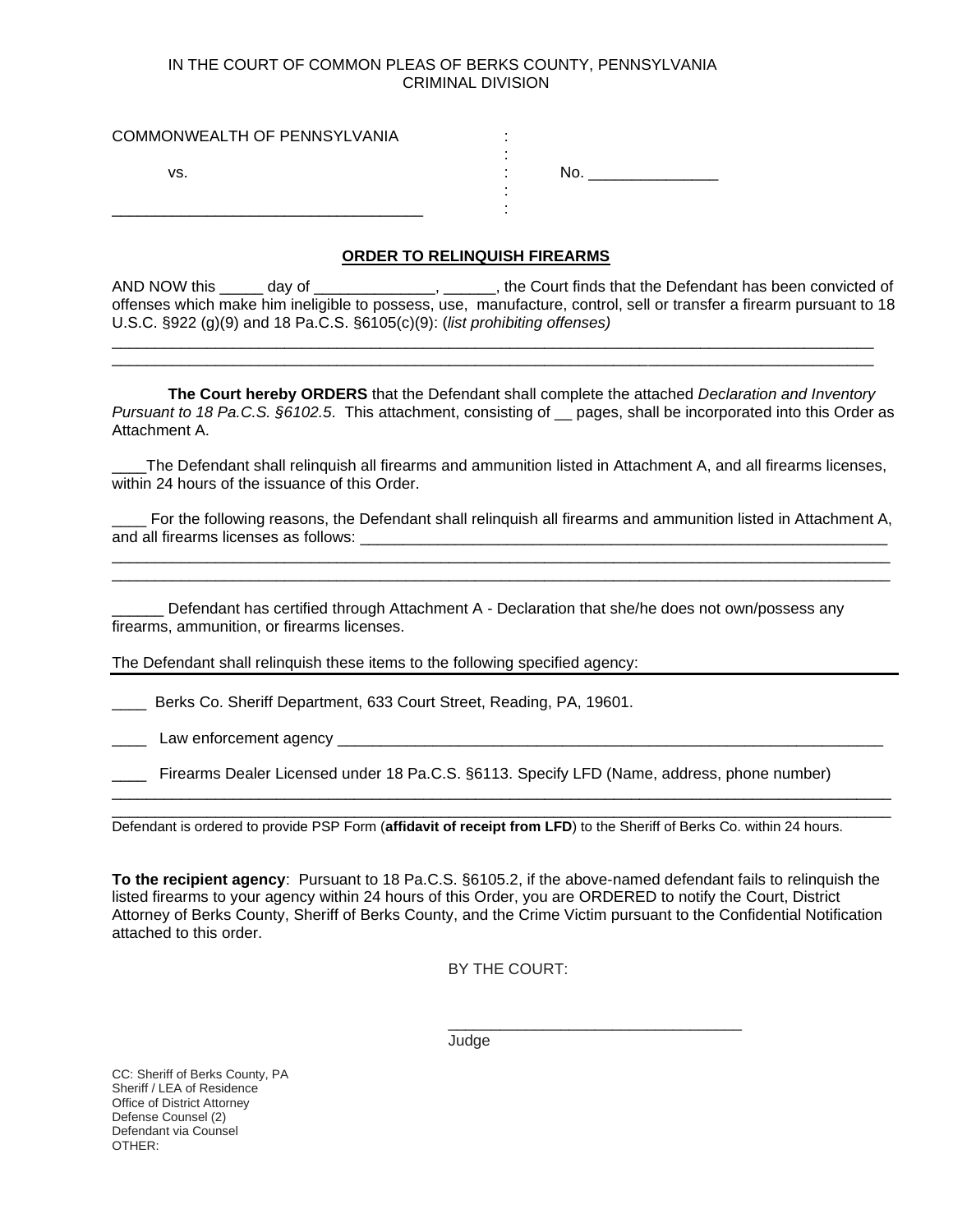IN THE COURT OF COMMON PLEAS OF BERKS COUNTY, PENNSYLVANIA
CRIMINAL DIVISION

COMMONWEALTH OF PENNSYLVANIA :
:
vs. : No. _______________
:
___________________________________ :

## ORDER TO RELINQUISH FIREARMS

AND NOW this _____ day of ______________, ______, the Court finds that the Defendant has been convicted of offenses which make him ineligible to possess, use, manufacture, control, sell or transfer a firearm pursuant to 18 U.S.C. §922 (g)(9) and 18 Pa.C.S. §6105(c)(9): (*list prohibiting offenses)*

___________________________________________________________________________________________
___________________________________________________________________________________________

**The Court hereby ORDERS** that the Defendant shall complete the attached *Declaration and Inventory Pursuant to 18 Pa.C.S. §6102.5*. This attachment, consisting of __ pages, shall be incorporated into this Order as Attachment A.

____The Defendant shall relinquish all firearms and ammunition listed in Attachment A, and all firearms licenses, within 24 hours of the issuance of this Order.

____ For the following reasons, the Defendant shall relinquish all firearms and ammunition listed in Attachment A, and all firearms licenses as follows: _________________________________________________________________
___________________________________________________________________________________________
___________________________________________________________________________________________

______ Defendant has certified through Attachment A - Declaration that she/he does not own/possess any firearms, ammunition, or firearms licenses.

The Defendant shall relinquish these items to the following specified agency:

____ Berks Co. Sheriff Department, 633 Court Street, Reading, PA, 19601.

____ Law enforcement agency ___________________________________________________________________

____ Firearms Dealer Licensed under 18 Pa.C.S. §6113. Specify LFD (Name, address, phone number)
___________________________________________________________________________________________
___________________________________________________________________________________________

Defendant is ordered to provide PSP Form (**affidavit of receipt from LFD**) to the Sheriff of Berks Co. within 24 hours.

**To the recipient agency**: Pursuant to 18 Pa.C.S. §6105.2, if the above-named defendant fails to relinquish the listed firearms to your agency within 24 hours of this Order, you are ORDERED to notify the Court, District Attorney of Berks County, Sheriff of Berks County, and the Crime Victim pursuant to the Confidential Notification attached to this order.

BY THE COURT:

___________________________________
Judge

CC: Sheriff of Berks County, PA
Sheriff / LEA of Residence
Office of District Attorney
Defense Counsel (2)
Defendant via Counsel
OTHER: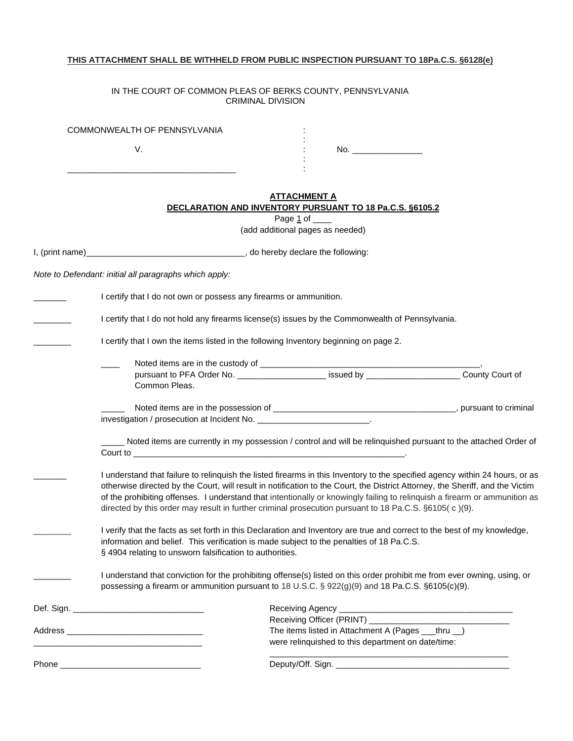**THIS ATTACHMENT SHALL BE WITHHELD FROM PUBLIC INSPECTION PURSUANT TO 18Pa.C.S. §6128(e)**

IN THE COURT OF COMMON PLEAS OF BERKS COUNTY, PENNSYLVANIA
CRIMINAL DIVISION

COMMONWEALTH OF PENNSYLVANIA :
:
V. : No. _______________
:
___________________________________ :

**ATTACHMENT A**
**DECLARATION AND INVENTORY PURSUANT TO 18 Pa.C.S. §6105.2**

Page 1 of ____
(add additional pages as needed)

I, (print name)__________________________________, do hereby declare the following:

*Note to Defendant: initial all paragraphs which apply:*

_______ I certify that I do not own or possess any firearms or ammunition.

________ I certify that I do not hold any firearms license(s) issues by the Commonwealth of Pennsylvania.

________ I certify that I own the items listed in the following Inventory beginning on page 2.

____ Noted items are in the custody of _______________________________________________, pursuant to PFA Order No. ___________________ issued by ___________________ County Court of Common Pleas.

_____ Noted items are in the possession of ______________________________________, pursuant to criminal investigation / prosecution at Incident No. _______________________.

_____ Noted items are currently in my possession / control and will be relinquished pursuant to the attached Order of Court to __________________________________________________________.

_______ I understand that failure to relinquish the listed firearms in this Inventory to the specified agency within 24 hours, or as otherwise directed by the Court, will result in notification to the Court, the District Attorney, the Sheriff, and the Victim of the prohibiting offenses. I understand that intentionally or knowingly failing to relinquish a firearm or ammunition as directed by this order may result in further criminal prosecution pursuant to 18 Pa.C.S. §6105( c )(9).

________ I verify that the facts as set forth in this Declaration and Inventory are true and correct to the best of my knowledge, information and belief. This verification is made subject to the penalties of 18 Pa.C.S. § 4904 relating to unsworn falsification to authorities.

________ I understand that conviction for the prohibiting offense(s) listed on this order prohibit me from ever owning, using, or possessing a firearm or ammunition pursuant to 18 U.S.C. § 922(g)(9) and 18 Pa.C.S. §6105(c)(9).

Def. Sign. ____________________________

Address _____________________________
____________________________________

Phone ______________________________

Receiving Agency ____________________________________
Receiving Officer (PRINT) ______________________________
The items listed in Attachment A (Pages ___thru __) were relinquished to this department on date/time:
____________________________________________________
Deputy/Off. Sign. ____________________________________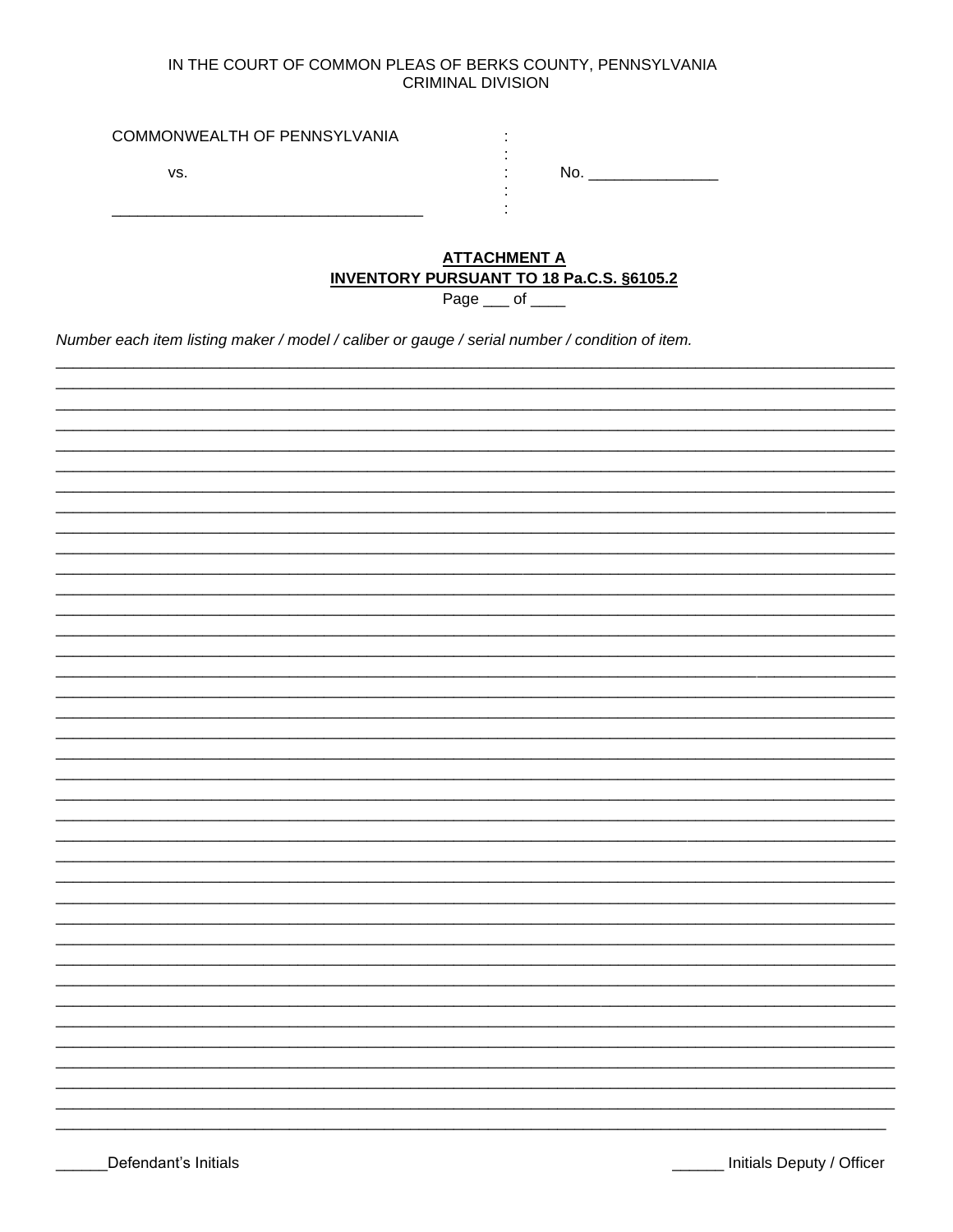IN THE COURT OF COMMON PLEAS OF BERKS COUNTY, PENNSYLVANIA
CRIMINAL DIVISION

COMMONWEALTH OF PENNSYLVANIA :
:
vs. : No. _______________
:
___________________________________ :

**ATTACHMENT A**
**INVENTORY PURSUANT TO 18 Pa.C.S. §6105.2**

Page ___ of ____

*Number each item listing maker / model / caliber or gauge / serial number / condition of item.*

____________________________________________________________________________________________
____________________________________________________________________________________________
____________________________________________________________________________________________
____________________________________________________________________________________________
____________________________________________________________________________________________
____________________________________________________________________________________________
____________________________________________________________________________________________
____________________________________________________________________________________________
____________________________________________________________________________________________
____________________________________________________________________________________________
____________________________________________________________________________________________
____________________________________________________________________________________________
____________________________________________________________________________________________
____________________________________________________________________________________________
____________________________________________________________________________________________
____________________________________________________________________________________________
____________________________________________________________________________________________
____________________________________________________________________________________________
____________________________________________________________________________________________
____________________________________________________________________________________________
____________________________________________________________________________________________
____________________________________________________________________________________________
____________________________________________________________________________________________
____________________________________________________________________________________________
____________________________________________________________________________________________
____________________________________________________________________________________________
____________________________________________________________________________________________
____________________________________________________________________________________________
____________________________________________________________________________________________
____________________________________________________________________________________________
____________________________________________________________________________________________
____________________________________________________________________________________________
____________________________________________________________________________________________
____________________________________________________________________________________________
____________________________________________________________________________________________
____________________________________________________________________________________________
____________________________________________________________________________________________

______Defendant's Initials ______ Initials Deputy / Officer